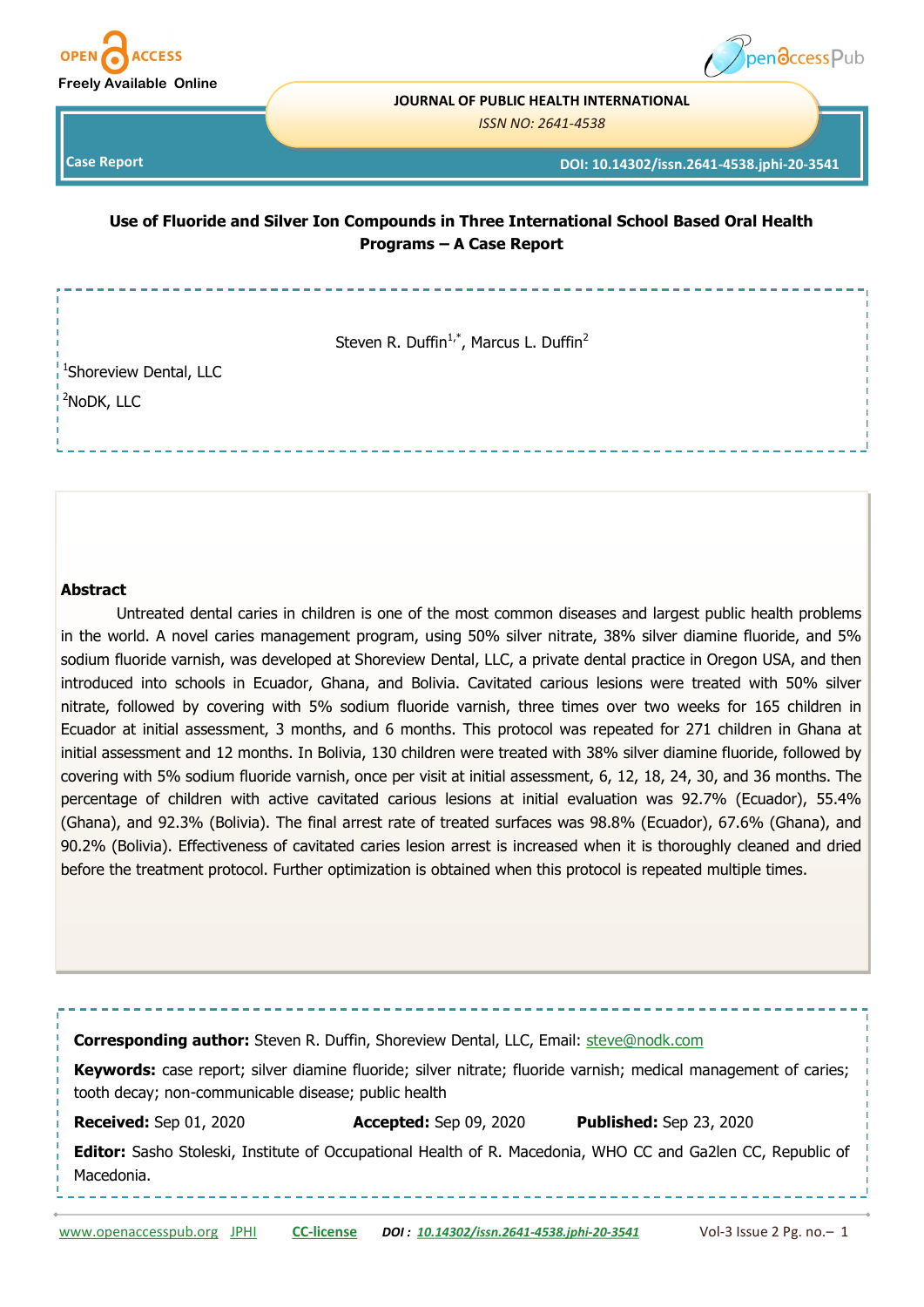# Use of Fluoride and Silver Ion Compounds in Three International School Based Oral Health Programs – A Case Report

Steven R. Duffin[1,*], Marcus L. Duffin[2]

[1]Shoreview Dental, LLC

[2]NoDK, LLC

## Abstract

Untreated dental caries in children is one of the most common diseases and largest public health problems in the world. A novel caries management program, using 50% silver nitrate, 38% silver diamine fluoride, and 5% sodium fluoride varnish, was developed at Shoreview Dental, LLC, a private dental practice in Oregon USA, and then introduced into schools in Ecuador, Ghana, and Bolivia. Cavitated carious lesions were treated with 50% silver nitrate, followed by covering with 5% sodium fluoride varnish, three times over two weeks for 165 children in Ecuador at initial assessment, 3 months, and 6 months. This protocol was repeated for 271 children in Ghana at initial assessment and 12 months. In Bolivia, 130 children were treated with 38% silver diamine fluoride, followed by covering with 5% sodium fluoride varnish, once per visit at initial assessment, 6, 12, 18, 24, 30, and 36 months. The percentage of children with active cavitated carious lesions at initial evaluation was 92.7% (Ecuador), 55.4% (Ghana), and 92.3% (Bolivia). The final arrest rate of treated surfaces was 98.8% (Ecuador), 67.6% (Ghana), and 90.2% (Bolivia). Effectiveness of cavitated caries lesion arrest is increased when it is thoroughly cleaned and dried before the treatment protocol. Further optimization is obtained when this protocol is repeated multiple times.

**Corresponding author:** Steven R. Duffin, Shoreview Dental, LLC, Email: steve@nodk.com

**Keywords:** case report; silver diamine fluoride; silver nitrate; fluoride varnish; medical management of caries; tooth decay; non-communicable disease; public health

**Received:** Sep 01, 2020 **Accepted:** Sep 09, 2020 **Published:** Sep 23, 2020

**Editor:** Sasho Stoleski, Institute of Occupational Health of R. Macedonia, WHO CC and Ga2len CC, Republic of Macedonia.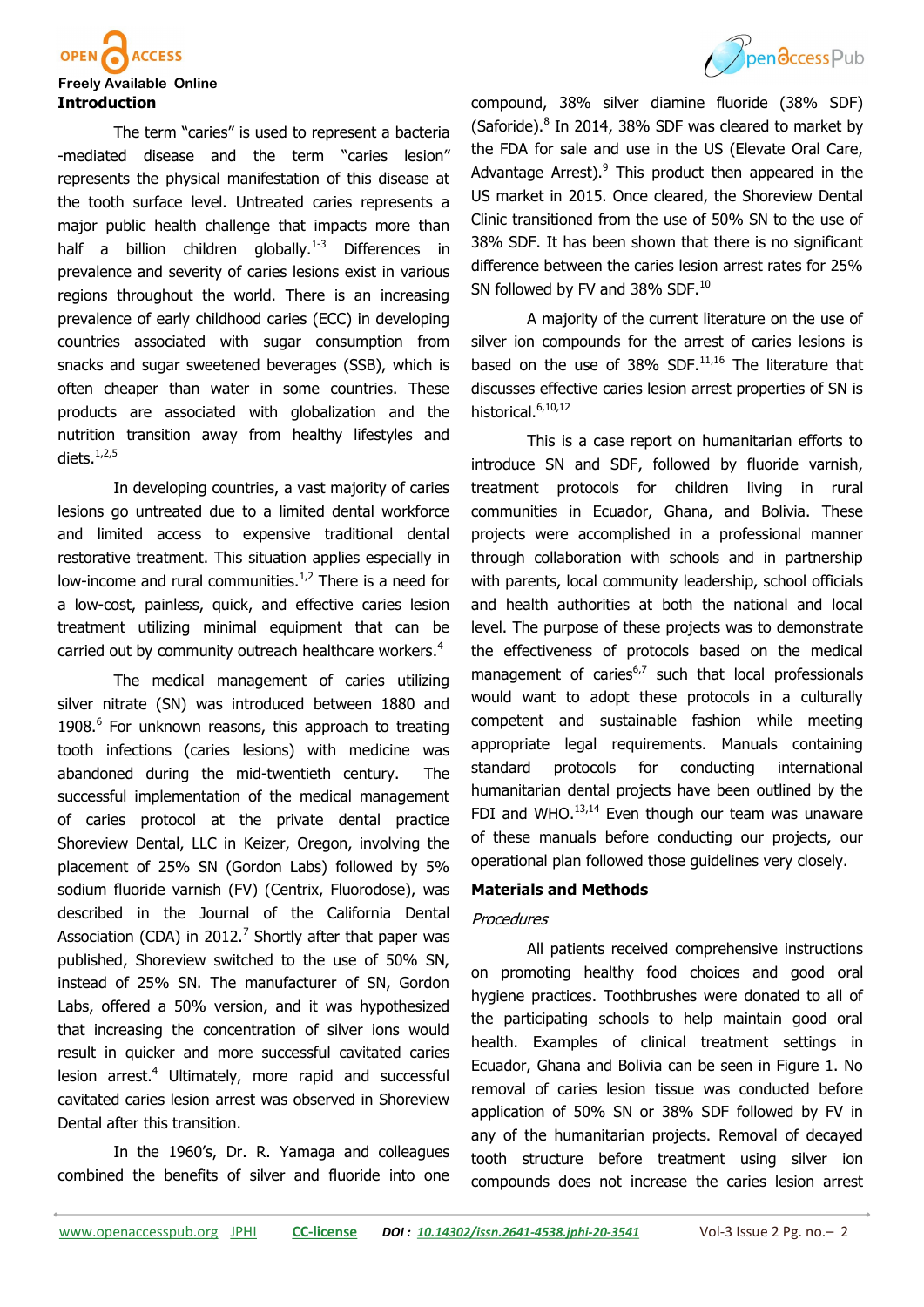## Introduction

The term "caries" is used to represent a bacteria-mediated disease and the term "caries lesion" represents the physical manifestation of this disease at the tooth surface level. Untreated caries represents a major public health challenge that impacts more than half a billion children globally.[1-3] Differences in prevalence and severity of caries lesions exist in various regions throughout the world. There is an increasing prevalence of early childhood caries (ECC) in developing countries associated with sugar consumption from snacks and sugar sweetened beverages (SSB), which is often cheaper than water in some countries. These products are associated with globalization and the nutrition transition away from healthy lifestyles and diets.[1,2,5]

In developing countries, a vast majority of caries lesions go untreated due to a limited dental workforce and limited access to expensive traditional dental restorative treatment. This situation applies especially in low-income and rural communities.[1,2] There is a need for a low-cost, painless, quick, and effective caries lesion treatment utilizing minimal equipment that can be carried out by community outreach healthcare workers.[4]

The medical management of caries utilizing silver nitrate (SN) was introduced between 1880 and 1908.[6] For unknown reasons, this approach to treating tooth infections (caries lesions) with medicine was abandoned during the mid-twentieth century. The successful implementation of the medical management of caries protocol at the private dental practice Shoreview Dental, LLC in Keizer, Oregon, involving the placement of 25% SN (Gordon Labs) followed by 5% sodium fluoride varnish (FV) (Centrix, Fluorodose), was described in the Journal of the California Dental Association (CDA) in 2012.[7] Shortly after that paper was published, Shoreview switched to the use of 50% SN, instead of 25% SN. The manufacturer of SN, Gordon Labs, offered a 50% version, and it was hypothesized that increasing the concentration of silver ions would result in quicker and more successful cavitated caries lesion arrest.[4] Ultimately, more rapid and successful cavitated caries lesion arrest was observed in Shoreview Dental after this transition.

In the 1960's, Dr. R. Yamaga and colleagues combined the benefits of silver and fluoride into one compound, 38% silver diamine fluoride (38% SDF) (Saforide).[8] In 2014, 38% SDF was cleared to market by the FDA for sale and use in the US (Elevate Oral Care, Advantage Arrest).[9] This product then appeared in the US market in 2015. Once cleared, the Shoreview Dental Clinic transitioned from the use of 50% SN to the use of 38% SDF. It has been shown that there is no significant difference between the caries lesion arrest rates for 25% SN followed by FV and 38% SDF.[10]

A majority of the current literature on the use of silver ion compounds for the arrest of caries lesions is based on the use of 38% SDF.[11,16] The literature that discusses effective caries lesion arrest properties of SN is historical.[6,10,12]

This is a case report on humanitarian efforts to introduce SN and SDF, followed by fluoride varnish, treatment protocols for children living in rural communities in Ecuador, Ghana, and Bolivia. These projects were accomplished in a professional manner through collaboration with schools and in partnership with parents, local community leadership, school officials and health authorities at both the national and local level. The purpose of these projects was to demonstrate the effectiveness of protocols based on the medical management of caries[6,7] such that local professionals would want to adopt these protocols in a culturally competent and sustainable fashion while meeting appropriate legal requirements. Manuals containing standard protocols for conducting international humanitarian dental projects have been outlined by the FDI and WHO.[13,14] Even though our team was unaware of these manuals before conducting our projects, our operational plan followed those guidelines very closely.

## Materials and Methods

### *Procedures*

All patients received comprehensive instructions on promoting healthy food choices and good oral hygiene practices. Toothbrushes were donated to all of the participating schools to help maintain good oral health. Examples of clinical treatment settings in Ecuador, Ghana and Bolivia can be seen in Figure 1. No removal of caries lesion tissue was conducted before application of 50% SN or 38% SDF followed by FV in any of the humanitarian projects. Removal of decayed tooth structure before treatment using silver ion compounds does not increase the caries lesion arrest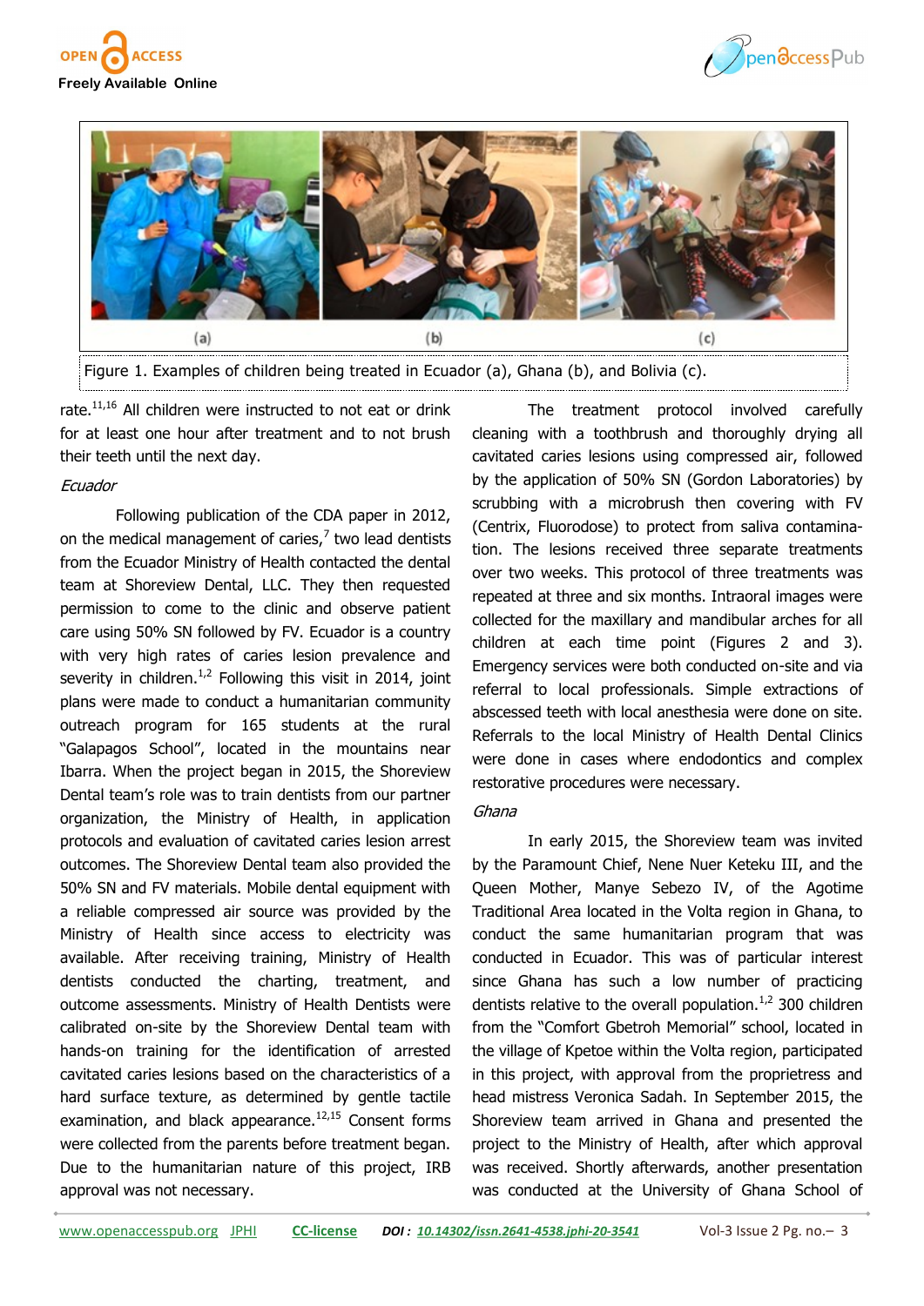Figure 1. Examples of children being treated in Ecuador (a), Ghana (b), and Bolivia (c).

rate.[11,16] All children were instructed to not eat or drink for at least one hour after treatment and to not brush their teeth until the next day.

*Ecuador*

Following publication of the CDA paper in 2012, on the medical management of caries,[7] two lead dentists from the Ecuador Ministry of Health contacted the dental team at Shoreview Dental, LLC. They then requested permission to come to the clinic and observe patient care using 50% SN followed by FV. Ecuador is a country with very high rates of caries lesion prevalence and severity in children.[1,2] Following this visit in 2014, joint plans were made to conduct a humanitarian community outreach program for 165 students at the rural "Galapagos School", located in the mountains near Ibarra. When the project began in 2015, the Shoreview Dental team's role was to train dentists from our partner organization, the Ministry of Health, in application protocols and evaluation of cavitated caries lesion arrest outcomes. The Shoreview Dental team also provided the 50% SN and FV materials. Mobile dental equipment with a reliable compressed air source was provided by the Ministry of Health since access to electricity was available. After receiving training, Ministry of Health dentists conducted the charting, treatment, and outcome assessments. Ministry of Health Dentists were calibrated on-site by the Shoreview Dental team with hands-on training for the identification of arrested cavitated caries lesions based on the characteristics of a hard surface texture, as determined by gentle tactile examination, and black appearance.[12,15] Consent forms were collected from the parents before treatment began. Due to the humanitarian nature of this project, IRB approval was not necessary.

The treatment protocol involved carefully cleaning with a toothbrush and thoroughly drying all cavitated caries lesions using compressed air, followed by the application of 50% SN (Gordon Laboratories) by scrubbing with a microbrush then covering with FV (Centrix, Fluorodose) to protect from saliva contamination. The lesions received three separate treatments over two weeks. This protocol of three treatments was repeated at three and six months. Intraoral images were collected for the maxillary and mandibular arches for all children at each time point (Figures 2 and 3). Emergency services were both conducted on-site and via referral to local professionals. Simple extractions of abscessed teeth with local anesthesia were done on site. Referrals to the local Ministry of Health Dental Clinics were done in cases where endodontics and complex restorative procedures were necessary.

*Ghana*

In early 2015, the Shoreview team was invited by the Paramount Chief, Nene Nuer Keteku III, and the Queen Mother, Manye Sebezo IV, of the Agotime Traditional Area located in the Volta region in Ghana, to conduct the same humanitarian program that was conducted in Ecuador. This was of particular interest since Ghana has such a low number of practicing dentists relative to the overall population.[1,2] 300 children from the "Comfort Gbetroh Memorial" school, located in the village of Kpetoe within the Volta region, participated in this project, with approval from the proprietress and head mistress Veronica Sadah. In September 2015, the Shoreview team arrived in Ghana and presented the project to the Ministry of Health, after which approval was received. Shortly afterwards, another presentation was conducted at the University of Ghana School of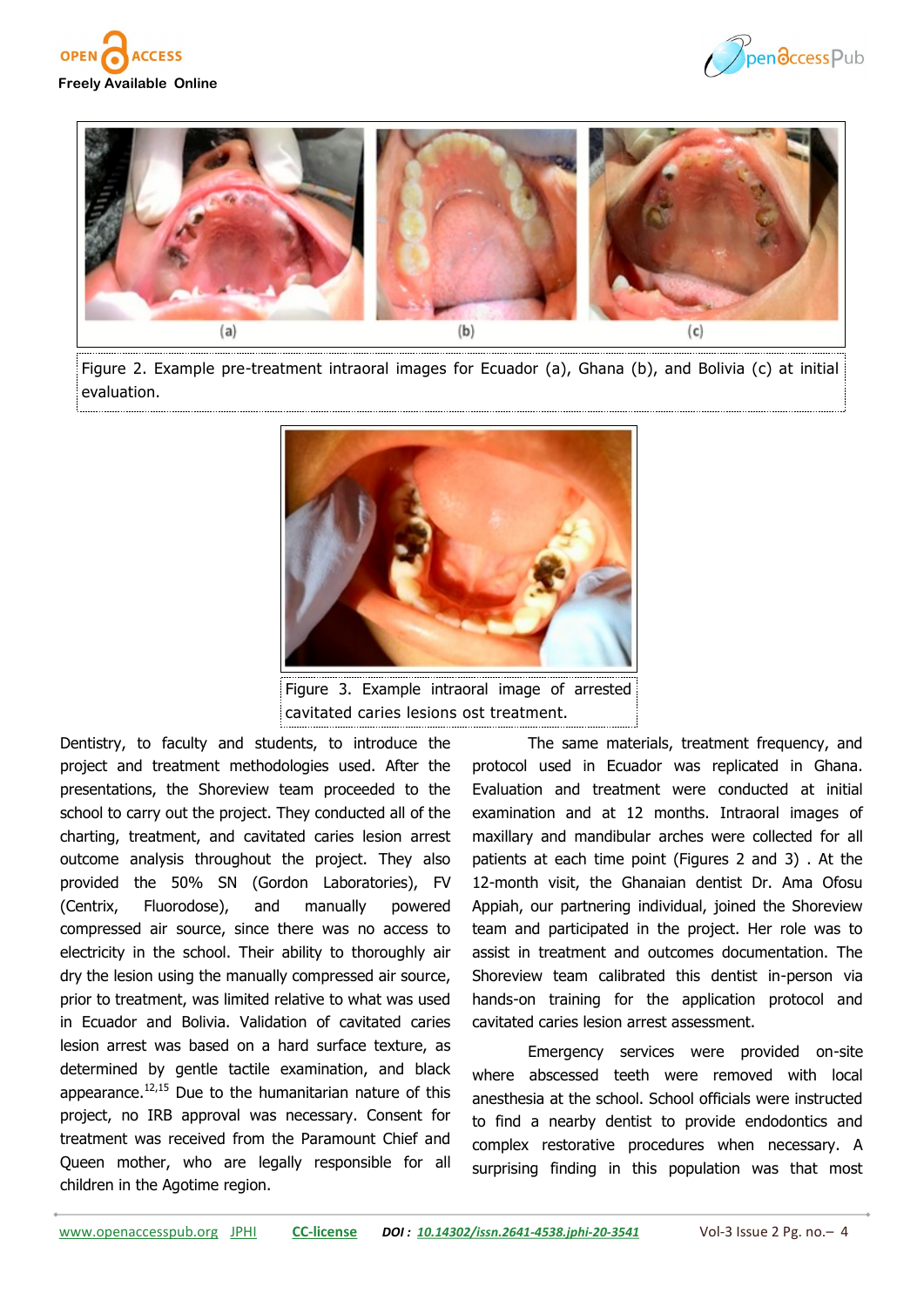Figure 2. Example pre-treatment intraoral images for Ecuador (a), Ghana (b), and Bolivia (c) at initial evaluation.

Figure 3. Example intraoral image of arrested cavitated caries lesions ost treatment.

Dentistry, to faculty and students, to introduce the project and treatment methodologies used. After the presentations, the Shoreview team proceeded to the school to carry out the project. They conducted all of the charting, treatment, and cavitated caries lesion arrest outcome analysis throughout the project. They also provided the 50% SN (Gordon Laboratories), FV (Centrix, Fluorodose), and manually powered compressed air source, since there was no access to electricity in the school. Their ability to thoroughly air dry the lesion using the manually compressed air source, prior to treatment, was limited relative to what was used in Ecuador and Bolivia. Validation of cavitated caries lesion arrest was based on a hard surface texture, as determined by gentle tactile examination, and black appearance.[12,15] Due to the humanitarian nature of this project, no IRB approval was necessary. Consent for treatment was received from the Paramount Chief and Queen mother, who are legally responsible for all children in the Agotime region.

The same materials, treatment frequency, and protocol used in Ecuador was replicated in Ghana. Evaluation and treatment were conducted at initial examination and at 12 months. Intraoral images of maxillary and mandibular arches were collected for all patients at each time point (Figures 2 and 3) . At the 12-month visit, the Ghanaian dentist Dr. Ama Ofosu Appiah, our partnering individual, joined the Shoreview team and participated in the project. Her role was to assist in treatment and outcomes documentation. The Shoreview team calibrated this dentist in-person via hands-on training for the application protocol and cavitated caries lesion arrest assessment.

Emergency services were provided on-site where abscessed teeth were removed with local anesthesia at the school. School officials were instructed to find a nearby dentist to provide endodontics and complex restorative procedures when necessary. A surprising finding in this population was that most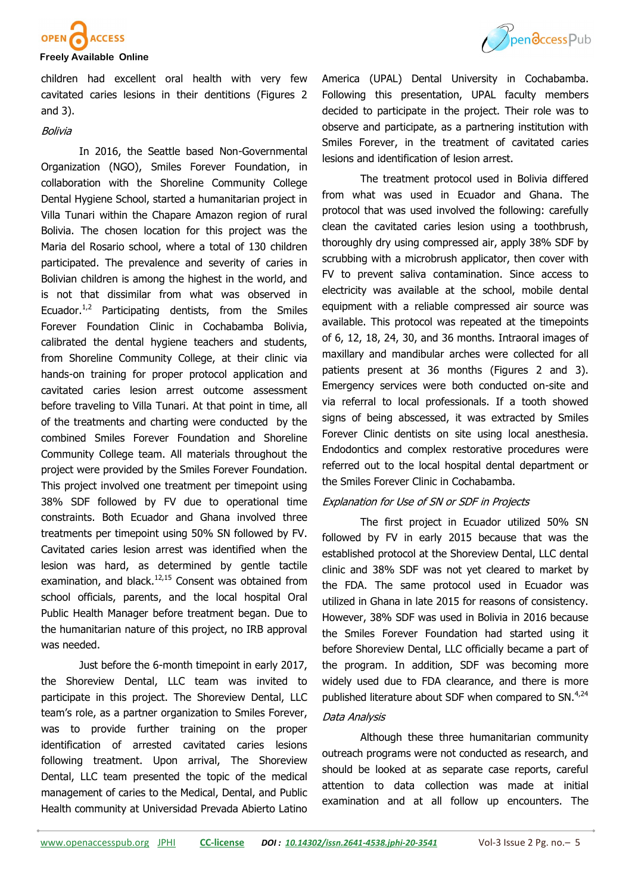children had excellent oral health with very few cavitated caries lesions in their dentitions (Figures 2 and 3).

*Bolivia*

In 2016, the Seattle based Non-Governmental Organization (NGO), Smiles Forever Foundation, in collaboration with the Shoreline Community College Dental Hygiene School, started a humanitarian project in Villa Tunari within the Chapare Amazon region of rural Bolivia. The chosen location for this project was the Maria del Rosario school, where a total of 130 children participated. The prevalence and severity of caries in Bolivian children is among the highest in the world, and is not that dissimilar from what was observed in Ecuador.[1,2] Participating dentists, from the Smiles Forever Foundation Clinic in Cochabamba Bolivia, calibrated the dental hygiene teachers and students, from Shoreline Community College, at their clinic via hands-on training for proper protocol application and cavitated caries lesion arrest outcome assessment before traveling to Villa Tunari. At that point in time, all of the treatments and charting were conducted by the combined Smiles Forever Foundation and Shoreline Community College team. All materials throughout the project were provided by the Smiles Forever Foundation. This project involved one treatment per timepoint using 38% SDF followed by FV due to operational time constraints. Both Ecuador and Ghana involved three treatments per timepoint using 50% SN followed by FV. Cavitated caries lesion arrest was identified when the lesion was hard, as determined by gentle tactile examination, and black.[12,15] Consent was obtained from school officials, parents, and the local hospital Oral Public Health Manager before treatment began. Due to the humanitarian nature of this project, no IRB approval was needed.

Just before the 6-month timepoint in early 2017, the Shoreview Dental, LLC team was invited to participate in this project. The Shoreview Dental, LLC team's role, as a partner organization to Smiles Forever, was to provide further training on the proper identification of arrested cavitated caries lesions following treatment. Upon arrival, The Shoreview Dental, LLC team presented the topic of the medical management of caries to the Medical, Dental, and Public Health community at Universidad Prevada Abierto Latino America (UPAL) Dental University in Cochabamba. Following this presentation, UPAL faculty members decided to participate in the project. Their role was to observe and participate, as a partnering institution with Smiles Forever, in the treatment of cavitated caries lesions and identification of lesion arrest.

The treatment protocol used in Bolivia differed from what was used in Ecuador and Ghana. The protocol that was used involved the following: carefully clean the cavitated caries lesion using a toothbrush, thoroughly dry using compressed air, apply 38% SDF by scrubbing with a microbrush applicator, then cover with FV to prevent saliva contamination. Since access to electricity was available at the school, mobile dental equipment with a reliable compressed air source was available. This protocol was repeated at the timepoints of 6, 12, 18, 24, 30, and 36 months. Intraoral images of maxillary and mandibular arches were collected for all patients present at 36 months (Figures 2 and 3). Emergency services were both conducted on-site and via referral to local professionals. If a tooth showed signs of being abscessed, it was extracted by Smiles Forever Clinic dentists on site using local anesthesia. Endodontics and complex restorative procedures were referred out to the local hospital dental department or the Smiles Forever Clinic in Cochabamba.

*Explanation for Use of SN or SDF in Projects*

The first project in Ecuador utilized 50% SN followed by FV in early 2015 because that was the established protocol at the Shoreview Dental, LLC dental clinic and 38% SDF was not yet cleared to market by the FDA. The same protocol used in Ecuador was utilized in Ghana in late 2015 for reasons of consistency. However, 38% SDF was used in Bolivia in 2016 because the Smiles Forever Foundation had started using it before Shoreview Dental, LLC officially became a part of the program. In addition, SDF was becoming more widely used due to FDA clearance, and there is more published literature about SDF when compared to SN.[4,24]

*Data Analysis*

Although these three humanitarian community outreach programs were not conducted as research, and should be looked at as separate case reports, careful attention to data collection was made at initial examination and at all follow up encounters. The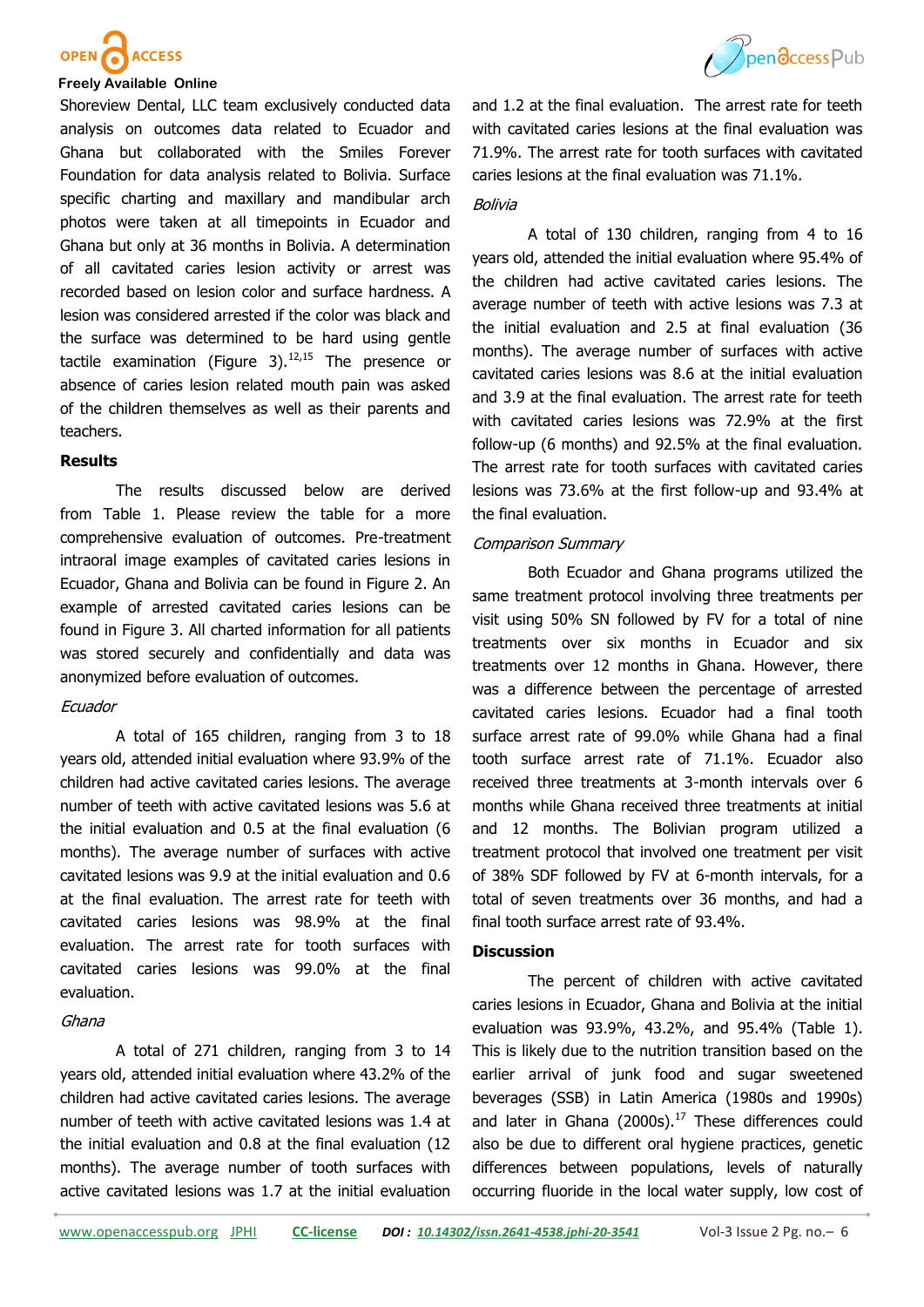Shoreview Dental, LLC team exclusively conducted data analysis on outcomes data related to Ecuador and Ghana but collaborated with the Smiles Forever Foundation for data analysis related to Bolivia. Surface specific charting and maxillary and mandibular arch photos were taken at all timepoints in Ecuador and Ghana but only at 36 months in Bolivia. A determination of all cavitated caries lesion activity or arrest was recorded based on lesion color and surface hardness. A lesion was considered arrested if the color was black and the surface was determined to be hard using gentle tactile examination (Figure 3).[12,15] The presence or absence of caries lesion related mouth pain was asked of the children themselves as well as their parents and teachers.

## Results

The results discussed below are derived from Table 1. Please review the table for a more comprehensive evaluation of outcomes. Pre-treatment intraoral image examples of cavitated caries lesions in Ecuador, Ghana and Bolivia can be found in Figure 2. An example of arrested cavitated caries lesions can be found in Figure 3. All charted information for all patients was stored securely and confidentially and data was anonymized before evaluation of outcomes.

### *Ecuador*

A total of 165 children, ranging from 3 to 18 years old, attended initial evaluation where 93.9% of the children had active cavitated caries lesions. The average number of teeth with active cavitated lesions was 5.6 at the initial evaluation and 0.5 at the final evaluation (6 months). The average number of surfaces with active cavitated lesions was 9.9 at the initial evaluation and 0.6 at the final evaluation. The arrest rate for teeth with cavitated caries lesions was 98.9% at the final evaluation. The arrest rate for tooth surfaces with cavitated caries lesions was 99.0% at the final evaluation.

### *Ghana*

A total of 271 children, ranging from 3 to 14 years old, attended initial evaluation where 43.2% of the children had active cavitated caries lesions. The average number of teeth with active cavitated lesions was 1.4 at the initial evaluation and 0.8 at the final evaluation (12 months). The average number of tooth surfaces with active cavitated lesions was 1.7 at the initial evaluation and 1.2 at the final evaluation. The arrest rate for teeth with cavitated caries lesions at the final evaluation was 71.9%. The arrest rate for tooth surfaces with cavitated caries lesions at the final evaluation was 71.1%.

### *Bolivia*

A total of 130 children, ranging from 4 to 16 years old, attended the initial evaluation where 95.4% of the children had active cavitated caries lesions. The average number of teeth with active lesions was 7.3 at the initial evaluation and 2.5 at final evaluation (36 months). The average number of surfaces with active cavitated caries lesions was 8.6 at the initial evaluation and 3.9 at the final evaluation. The arrest rate for teeth with cavitated caries lesions was 72.9% at the first follow-up (6 months) and 92.5% at the final evaluation. The arrest rate for tooth surfaces with cavitated caries lesions was 73.6% at the first follow-up and 93.4% at the final evaluation.

### *Comparison Summary*

Both Ecuador and Ghana programs utilized the same treatment protocol involving three treatments per visit using 50% SN followed by FV for a total of nine treatments over six months in Ecuador and six treatments over 12 months in Ghana. However, there was a difference between the percentage of arrested cavitated caries lesions. Ecuador had a final tooth surface arrest rate of 99.0% while Ghana had a final tooth surface arrest rate of 71.1%. Ecuador also received three treatments at 3-month intervals over 6 months while Ghana received three treatments at initial and 12 months. The Bolivian program utilized a treatment protocol that involved one treatment per visit of 38% SDF followed by FV at 6-month intervals, for a total of seven treatments over 36 months, and had a final tooth surface arrest rate of 93.4%.

## Discussion

The percent of children with active cavitated caries lesions in Ecuador, Ghana and Bolivia at the initial evaluation was 93.9%, 43.2%, and 95.4% (Table 1). This is likely due to the nutrition transition based on the earlier arrival of junk food and sugar sweetened beverages (SSB) in Latin America (1980s and 1990s) and later in Ghana (2000s).[17] These differences could also be due to different oral hygiene practices, genetic differences between populations, levels of naturally occurring fluoride in the local water supply, low cost of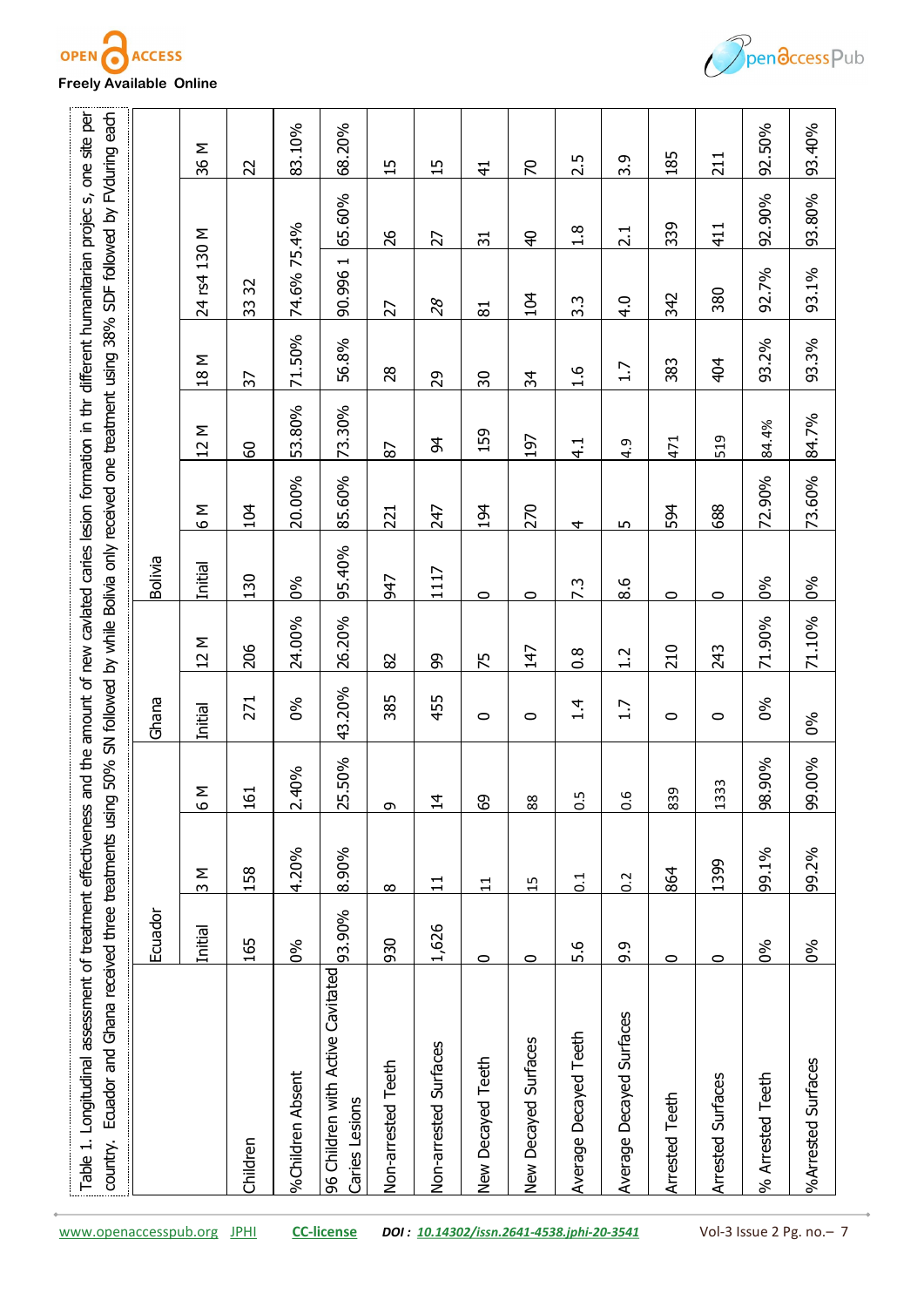Table 1. Longitudinal assessment of treatment effectiveness and the amount of new cavitated caries lesion formation in thr different humanitarian projec s, one site per country. Ecuador and Ghana received three treatments using 50% SN followed by while Bolivia only received one treatment using 38% SDF followed by FVduring each

| | Ecuador | | | Ghana | | Bolivia | | | | | | |
|---|---|---|---|---|---|---|---|---|---|---|---|---|
| | Initial | 3 M | 6 M | Initial | 12 M | Initial | 6 M | 12 M | 18 M | 24 rs4 130 M | | 36 M |
| Children | 165 | 158 | 161 | 271 | 206 | 130 | 104 | 60 | 37 | 33 32 | | 22 |
| %Children Absent | 0% | 4.20% | 2.40% | 0% | 24.00% | 0% | 20.00% | 53.80% | 71.50% | 74.6% | 75.4% | 83.10% |
| 96 Children with Active Cavitated Caries Lesions | 93.90% | 8.90% | 25.50% | 43.20% | 26.20% | 95.40% | 85.60% | 73.30% | 56.8% | 90.996 1 | 65.60% | 68.20% |
| Non-arrested Teeth | 930 | 8 | 9 | 385 | 82 | 947 | 221 | 87 | 28 | 27 | 26 | 15 |
| Non-arrested Surfaces | 1,626 | 11 | 14 | 455 | 99 | 1117 | 247 | 94 | 29 | 28 | 27 | 15 |
| New Decayed Teeth | 0 | 11 | 69 | 0 | 75 | 0 | 194 | 159 | 30 | 81 | 31 | 41 |
| New Decayed Surfaces | 0 | 15 | 88 | 0 | 147 | 0 | 270 | 197 | 34 | 104 | 40 | 70 |
| Average Decayed Teeth | 5.6 | 0.1 | 0.5 | 1.4 | 0.8 | 7.3 | 4 | 4.1 | 1.6 | 3.3 | 1.8 | 2.5 |
| Average Decayed Surfaces | 9.9 | 0.2 | 0.6 | 1.7 | 1.2 | 8.6 | 5 | 4.9 | 1.7 | 4.0 | 2.1 | 3.9 |
| Arrested Teeth | 0 | 864 | 839 | 0 | 210 | 0 | 594 | 471 | 383 | 342 | 339 | 185 |
| Arrested Surfaces | 0 | 1399 | 1333 | 0 | 243 | 0 | 688 | 519 | 404 | 380 | 411 | 211 |
| % Arrested Teeth | 0% | 99.1% | 98.90% | 0% | 71.90% | 0% | 72.90% | 84.4% | 93.2% | 92.7% | 92.90% | 92.50% |
| %Arrested Surfaces | 0% | 99.2% | 99.00% | 0% | 71.10% | 0% | 73.60% | 84.7% | 93.3% | 93.1% | 93.80% | 93.40% |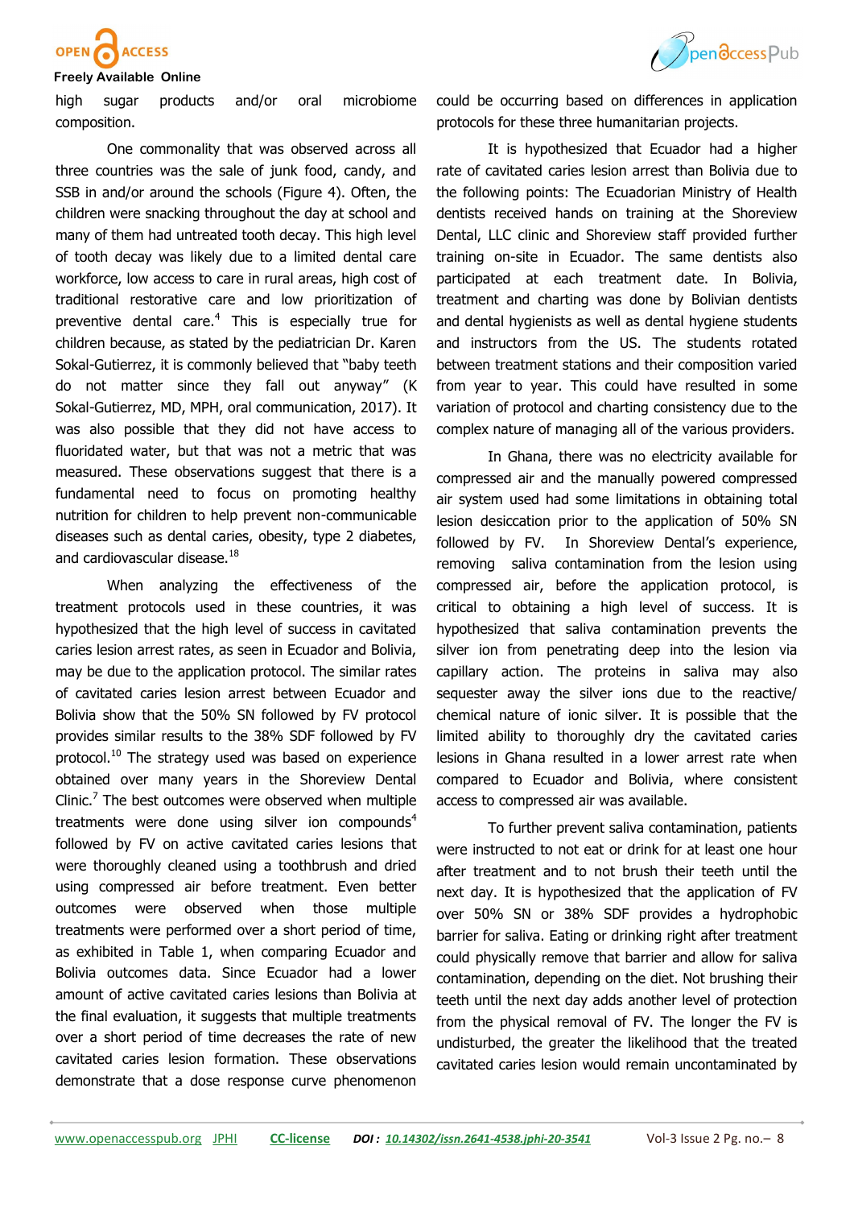high sugar products and/or oral microbiome composition.

One commonality that was observed across all three countries was the sale of junk food, candy, and SSB in and/or around the schools (Figure 4). Often, the children were snacking throughout the day at school and many of them had untreated tooth decay. This high level of tooth decay was likely due to a limited dental care workforce, low access to care in rural areas, high cost of traditional restorative care and low prioritization of preventive dental care.[4] This is especially true for children because, as stated by the pediatrician Dr. Karen Sokal-Gutierrez, it is commonly believed that "baby teeth do not matter since they fall out anyway" (K Sokal-Gutierrez, MD, MPH, oral communication, 2017). It was also possible that they did not have access to fluoridated water, but that was not a metric that was measured. These observations suggest that there is a fundamental need to focus on promoting healthy nutrition for children to help prevent non-communicable diseases such as dental caries, obesity, type 2 diabetes, and cardiovascular disease.[18]

When analyzing the effectiveness of the treatment protocols used in these countries, it was hypothesized that the high level of success in cavitated caries lesion arrest rates, as seen in Ecuador and Bolivia, may be due to the application protocol. The similar rates of cavitated caries lesion arrest between Ecuador and Bolivia show that the 50% SN followed by FV protocol provides similar results to the 38% SDF followed by FV protocol.[10] The strategy used was based on experience obtained over many years in the Shoreview Dental Clinic.[7] The best outcomes were observed when multiple treatments were done using silver ion compounds[4] followed by FV on active cavitated caries lesions that were thoroughly cleaned using a toothbrush and dried using compressed air before treatment. Even better outcomes were observed when those multiple treatments were performed over a short period of time, as exhibited in Table 1, when comparing Ecuador and Bolivia outcomes data. Since Ecuador had a lower amount of active cavitated caries lesions than Bolivia at the final evaluation, it suggests that multiple treatments over a short period of time decreases the rate of new cavitated caries lesion formation. These observations demonstrate that a dose response curve phenomenon could be occurring based on differences in application protocols for these three humanitarian projects.

It is hypothesized that Ecuador had a higher rate of cavitated caries lesion arrest than Bolivia due to the following points: The Ecuadorian Ministry of Health dentists received hands on training at the Shoreview Dental, LLC clinic and Shoreview staff provided further training on-site in Ecuador. The same dentists also participated at each treatment date. In Bolivia, treatment and charting was done by Bolivian dentists and dental hygienists as well as dental hygiene students and instructors from the US. The students rotated between treatment stations and their composition varied from year to year. This could have resulted in some variation of protocol and charting consistency due to the complex nature of managing all of the various providers.

In Ghana, there was no electricity available for compressed air and the manually powered compressed air system used had some limitations in obtaining total lesion desiccation prior to the application of 50% SN followed by FV. In Shoreview Dental's experience, removing saliva contamination from the lesion using compressed air, before the application protocol, is critical to obtaining a high level of success. It is hypothesized that saliva contamination prevents the silver ion from penetrating deep into the lesion via capillary action. The proteins in saliva may also sequester away the silver ions due to the reactive/chemical nature of ionic silver. It is possible that the limited ability to thoroughly dry the cavitated caries lesions in Ghana resulted in a lower arrest rate when compared to Ecuador and Bolivia, where consistent access to compressed air was available.

To further prevent saliva contamination, patients were instructed to not eat or drink for at least one hour after treatment and to not brush their teeth until the next day. It is hypothesized that the application of FV over 50% SN or 38% SDF provides a hydrophobic barrier for saliva. Eating or drinking right after treatment could physically remove that barrier and allow for saliva contamination, depending on the diet. Not brushing their teeth until the next day adds another level of protection from the physical removal of FV. The longer the FV is undisturbed, the greater the likelihood that the treated cavitated caries lesion would remain uncontaminated by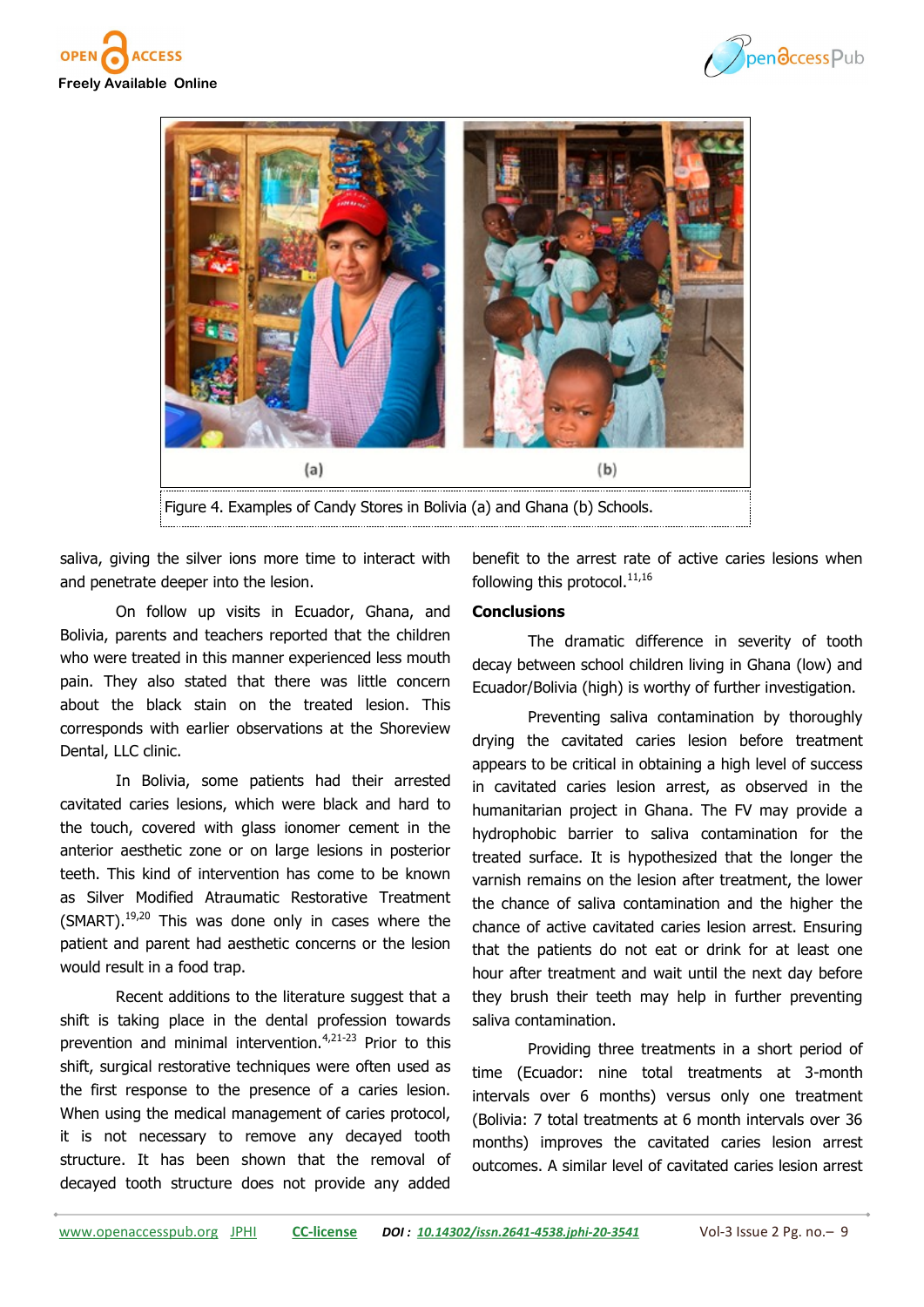Figure 4. Examples of Candy Stores in Bolivia (a) and Ghana (b) Schools.

saliva, giving the silver ions more time to interact with and penetrate deeper into the lesion.

On follow up visits in Ecuador, Ghana, and Bolivia, parents and teachers reported that the children who were treated in this manner experienced less mouth pain. They also stated that there was little concern about the black stain on the treated lesion. This corresponds with earlier observations at the Shoreview Dental, LLC clinic.

In Bolivia, some patients had their arrested cavitated caries lesions, which were black and hard to the touch, covered with glass ionomer cement in the anterior aesthetic zone or on large lesions in posterior teeth. This kind of intervention has come to be known as Silver Modified Atraumatic Restorative Treatment (SMART).[19,20] This was done only in cases where the patient and parent had aesthetic concerns or the lesion would result in a food trap.

Recent additions to the literature suggest that a shift is taking place in the dental profession towards prevention and minimal intervention.[4,21-23] Prior to this shift, surgical restorative techniques were often used as the first response to the presence of a caries lesion. When using the medical management of caries protocol, it is not necessary to remove any decayed tooth structure. It has been shown that the removal of decayed tooth structure does not provide any added benefit to the arrest rate of active caries lesions when following this protocol.[11,16]

## Conclusions

The dramatic difference in severity of tooth decay between school children living in Ghana (low) and Ecuador/Bolivia (high) is worthy of further investigation.

Preventing saliva contamination by thoroughly drying the cavitated caries lesion before treatment appears to be critical in obtaining a high level of success in cavitated caries lesion arrest, as observed in the humanitarian project in Ghana. The FV may provide a hydrophobic barrier to saliva contamination for the treated surface. It is hypothesized that the longer the varnish remains on the lesion after treatment, the lower the chance of saliva contamination and the higher the chance of active cavitated caries lesion arrest. Ensuring that the patients do not eat or drink for at least one hour after treatment and wait until the next day before they brush their teeth may help in further preventing saliva contamination.

Providing three treatments in a short period of time (Ecuador: nine total treatments at 3-month intervals over 6 months) versus only one treatment (Bolivia: 7 total treatments at 6 month intervals over 36 months) improves the cavitated caries lesion arrest outcomes. A similar level of cavitated caries lesion arrest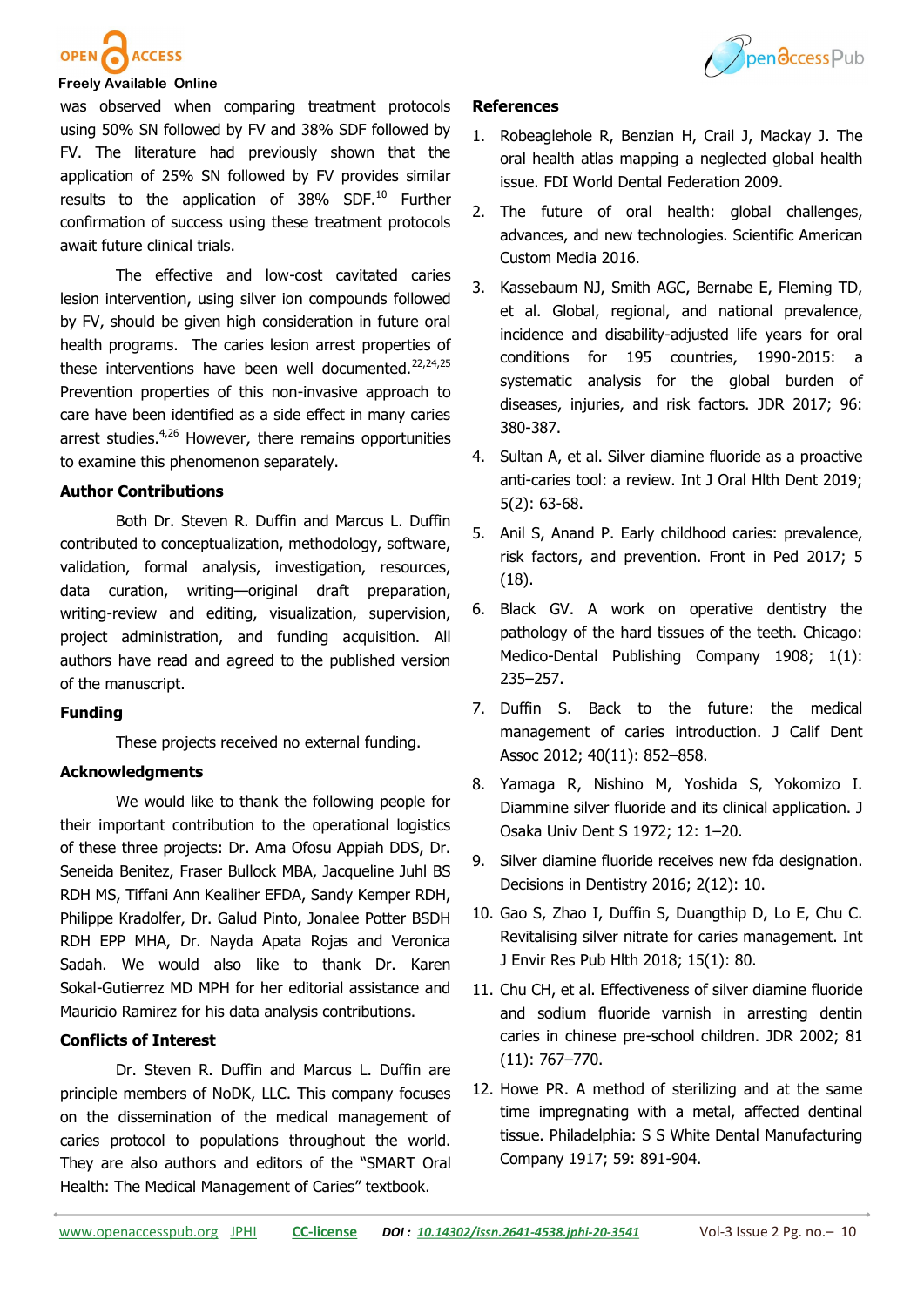was observed when comparing treatment protocols using 50% SN followed by FV and 38% SDF followed by FV. The literature had previously shown that the application of 25% SN followed by FV provides similar results to the application of 38% SDF.[10] Further confirmation of success using these treatment protocols await future clinical trials.

The effective and low-cost cavitated caries lesion intervention, using silver ion compounds followed by FV, should be given high consideration in future oral health programs. The caries lesion arrest properties of these interventions have been well documented.[22,24,25] Prevention properties of this non-invasive approach to care have been identified as a side effect in many caries arrest studies.[4,26] However, there remains opportunities to examine this phenomenon separately.

## Author Contributions

Both Dr. Steven R. Duffin and Marcus L. Duffin contributed to conceptualization, methodology, software, validation, formal analysis, investigation, resources, data curation, writing—original draft preparation, writing-review and editing, visualization, supervision, project administration, and funding acquisition. All authors have read and agreed to the published version of the manuscript.

## Funding

These projects received no external funding.

## Acknowledgments

We would like to thank the following people for their important contribution to the operational logistics of these three projects: Dr. Ama Ofosu Appiah DDS, Dr. Seneida Benitez, Fraser Bullock MBA, Jacqueline Juhl BS RDH MS, Tiffani Ann Kealiher EFDA, Sandy Kemper RDH, Philippe Kradolfer, Dr. Galud Pinto, Jonalee Potter BSDH RDH EPP MHA, Dr. Nayda Apata Rojas and Veronica Sadah. We would also like to thank Dr. Karen Sokal-Gutierrez MD MPH for her editorial assistance and Mauricio Ramirez for his data analysis contributions.

## Conflicts of Interest

Dr. Steven R. Duffin and Marcus L. Duffin are principle members of NoDK, LLC. This company focuses on the dissemination of the medical management of caries protocol to populations throughout the world. They are also authors and editors of the "SMART Oral Health: The Medical Management of Caries" textbook.

## References

1. Robeaglehole R, Benzian H, Crail J, Mackay J. The oral health atlas mapping a neglected global health issue. FDI World Dental Federation 2009.
2. The future of oral health: global challenges, advances, and new technologies. Scientific American Custom Media 2016.
3. Kassebaum NJ, Smith AGC, Bernabe E, Fleming TD, et al. Global, regional, and national prevalence, incidence and disability-adjusted life years for oral conditions for 195 countries, 1990-2015: a systematic analysis for the global burden of diseases, injuries, and risk factors. JDR 2017; 96: 380-387.
4. Sultan A, et al. Silver diamine fluoride as a proactive anti-caries tool: a review. Int J Oral Hlth Dent 2019; 5(2): 63-68.
5. Anil S, Anand P. Early childhood caries: prevalence, risk factors, and prevention. Front in Ped 2017; 5 (18).
6. Black GV. A work on operative dentistry the pathology of the hard tissues of the teeth. Chicago: Medico-Dental Publishing Company 1908; 1(1): 235–257.
7. Duffin S. Back to the future: the medical management of caries introduction. J Calif Dent Assoc 2012; 40(11): 852–858.
8. Yamaga R, Nishino M, Yoshida S, Yokomizo I. Diammine silver fluoride and its clinical application. J Osaka Univ Dent S 1972; 12: 1–20.
9. Silver diamine fluoride receives new fda designation. Decisions in Dentistry 2016; 2(12): 10.
10. Gao S, Zhao I, Duffin S, Duangthip D, Lo E, Chu C. Revitalising silver nitrate for caries management. Int J Envir Res Pub Hlth 2018; 15(1): 80.
11. Chu CH, et al. Effectiveness of silver diamine fluoride and sodium fluoride varnish in arresting dentin caries in chinese pre-school children. JDR 2002; 81 (11): 767–770.
12. Howe PR. A method of sterilizing and at the same time impregnating with a metal, affected dentinal tissue. Philadelphia: S S White Dental Manufacturing Company 1917; 59: 891-904.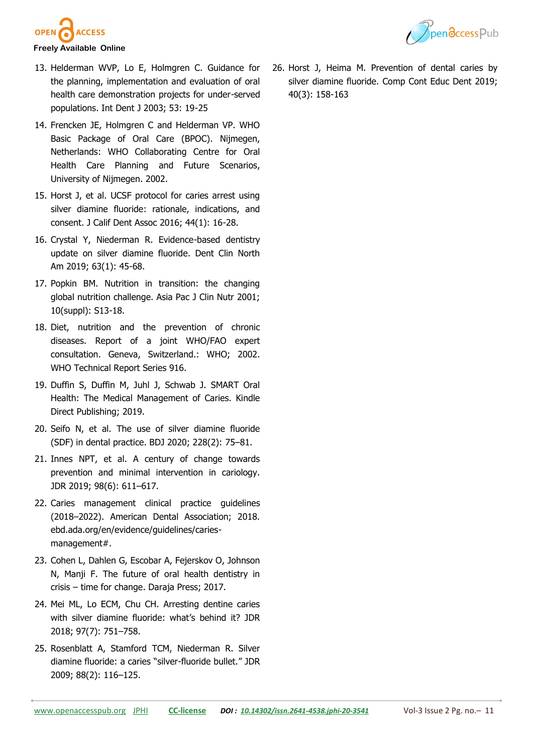13. Helderman WVP, Lo E, Holmgren C. Guidance for the planning, implementation and evaluation of oral health care demonstration projects for under-served populations. Int Dent J 2003; 53: 19-25

14. Frencken JE, Holmgren C and Helderman VP. WHO Basic Package of Oral Care (BPOC). Nijmegen, Netherlands: WHO Collaborating Centre for Oral Health Care Planning and Future Scenarios, University of Nijmegen. 2002.

15. Horst J, et al. UCSF protocol for caries arrest using silver diamine fluoride: rationale, indications, and consent. J Calif Dent Assoc 2016; 44(1): 16-28.

16. Crystal Y, Niederman R. Evidence-based dentistry update on silver diamine fluoride. Dent Clin North Am 2019; 63(1): 45-68.

17. Popkin BM. Nutrition in transition: the changing global nutrition challenge. Asia Pac J Clin Nutr 2001; 10(suppl): S13-18.

18. Diet, nutrition and the prevention of chronic diseases. Report of a joint WHO/FAO expert consultation. Geneva, Switzerland.: WHO; 2002. WHO Technical Report Series 916.

19. Duffin S, Duffin M, Juhl J, Schwab J. SMART Oral Health: The Medical Management of Caries. Kindle Direct Publishing; 2019.

20. Seifo N, et al. The use of silver diamine fluoride (SDF) in dental practice. BDJ 2020; 228(2): 75–81.

21. Innes NPT, et al. A century of change towards prevention and minimal intervention in cariology. JDR 2019; 98(6): 611–617.

22. Caries management clinical practice guidelines (2018–2022). American Dental Association; 2018. ebd.ada.org/en/evidence/guidelines/caries-management#.

23. Cohen L, Dahlen G, Escobar A, Fejerskov O, Johnson N, Manji F. The future of oral health dentistry in crisis – time for change. Daraja Press; 2017.

24. Mei ML, Lo ECM, Chu CH. Arresting dentine caries with silver diamine fluoride: what's behind it? JDR 2018; 97(7): 751–758.

25. Rosenblatt A, Stamford TCM, Niederman R. Silver diamine fluoride: a caries "silver-fluoride bullet." JDR 2009; 88(2): 116–125.

26. Horst J, Heima M. Prevention of dental caries by silver diamine fluoride. Comp Cont Educ Dent 2019; 40(3): 158-163